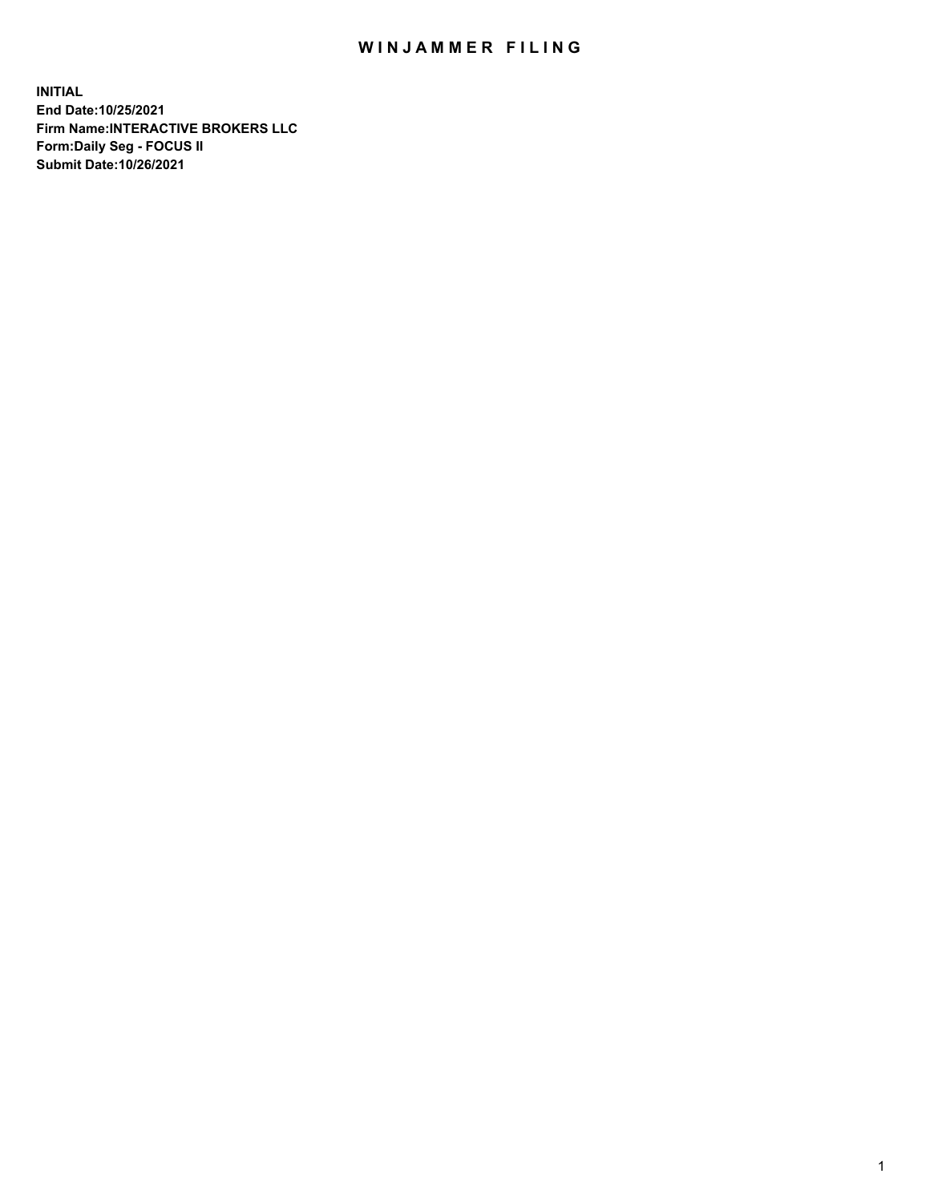# WINJAMMER FILING

**INITIAL**
**End Date:10/25/2021**
**Firm Name:INTERACTIVE BROKERS LLC**
**Form:Daily Seg - FOCUS II**
**Submit Date:10/26/2021**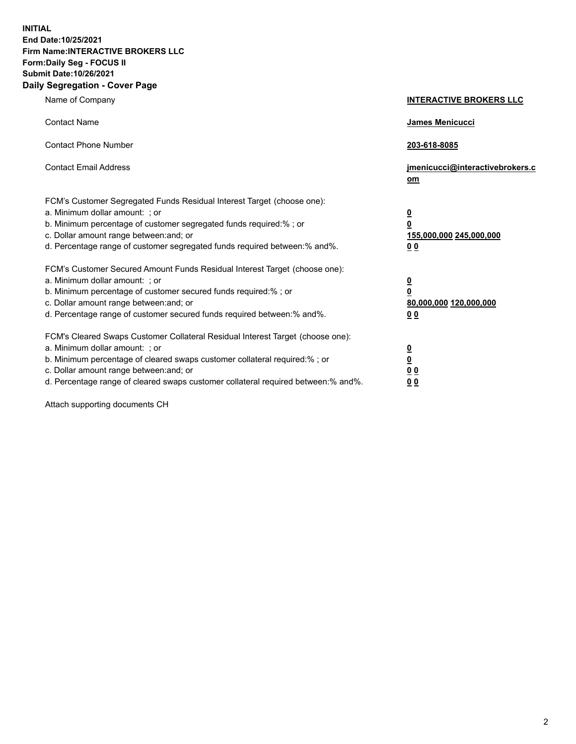**INITIAL**
**End Date:10/25/2021**
**Firm Name:INTERACTIVE BROKERS LLC**
**Form:Daily Seg - FOCUS II**
**Submit Date:10/26/2021**
**Daily Segregation - Cover Page**

| | |
|---|---|
| Name of Company | **INTERACTIVE BROKERS LLC** |
| Contact Name | **James Menicucci** |
| Contact Phone Number | **203-618-8085** |
| Contact Email Address | **jmenicucci@interactivebrokers.com** |
| FCM's Customer Segregated Funds Residual Interest Target (choose one): | |
| a. Minimum dollar amount: ; or | **0** |
| b. Minimum percentage of customer segregated funds required:% ; or | **0** |
| c. Dollar amount range between:and; or | **155,000,000 245,000,000** |
| d. Percentage range of customer segregated funds required between:% and%. | **0 0** |
| FCM's Customer Secured Amount Funds Residual Interest Target (choose one): | |
| a. Minimum dollar amount: ; or | **0** |
| b. Minimum percentage of customer secured funds required:% ; or | **0** |
| c. Dollar amount range between:and; or | **80,000,000 120,000,000** |
| d. Percentage range of customer secured funds required between:% and%. | **0 0** |
| FCM's Cleared Swaps Customer Collateral Residual Interest Target (choose one): | |
| a. Minimum dollar amount: ; or | **0** |
| b. Minimum percentage of cleared swaps customer collateral required:% ; or | **0** |
| c. Dollar amount range between:and; or | **0 0** |
| d. Percentage range of cleared swaps customer collateral required between:% and%. | **0 0** |

Attach supporting documents CH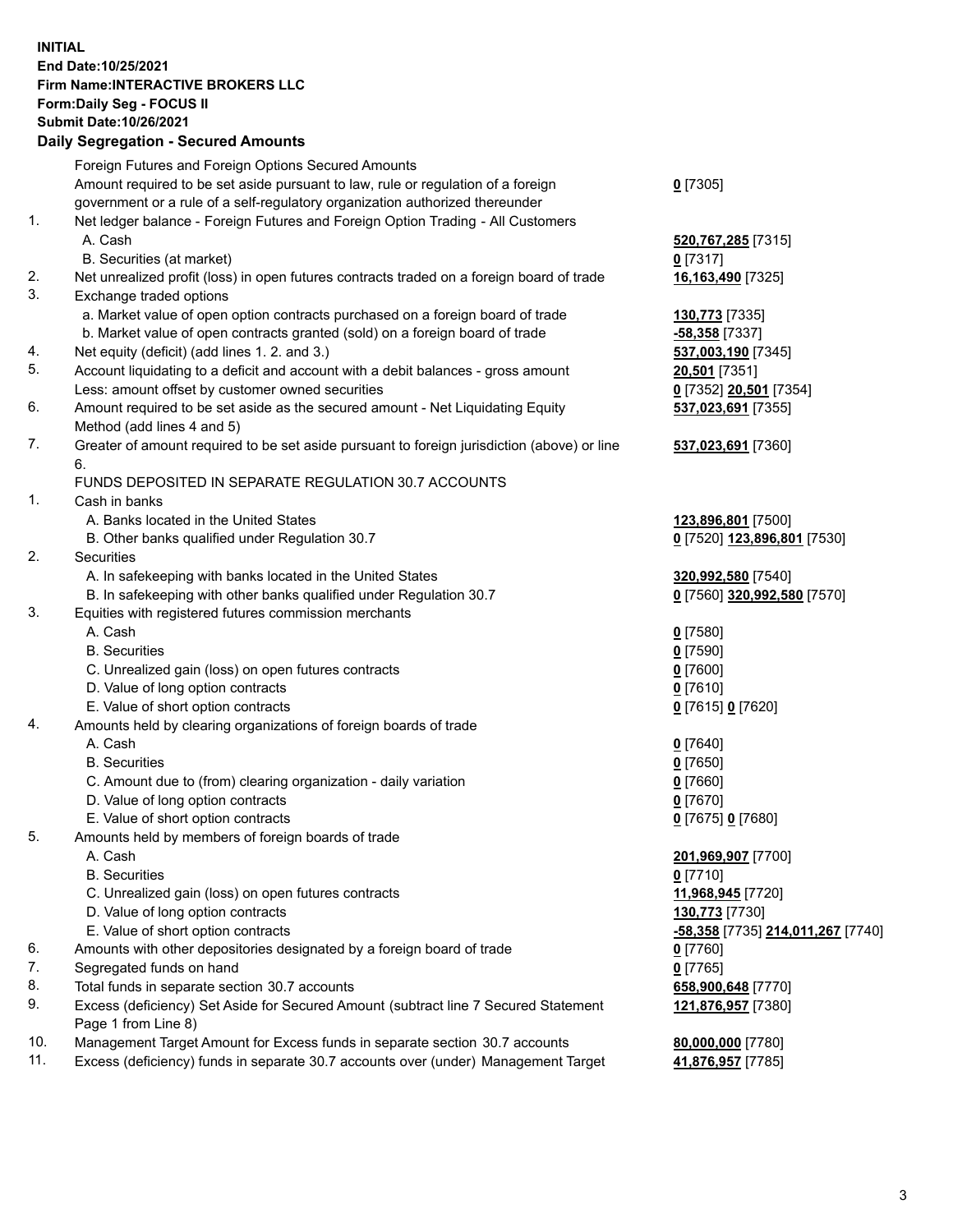**INITIAL**
**End Date:10/25/2021**
**Firm Name:INTERACTIVE BROKERS LLC**
**Form:Daily Seg - FOCUS II**
**Submit Date:10/26/2021**

## Daily Segregation - Secured Amounts

| | | |
|---|---|---|
| | Foreign Futures and Foreign Options Secured Amounts | |
| | Amount required to be set aside pursuant to law, rule or regulation of a foreign government or a rule of a self-regulatory organization authorized thereunder | **0** [7305] |
| 1. | Net ledger balance - Foreign Futures and Foreign Option Trading - All Customers | |
| | A. Cash | **520,767,285** [7315] |
| | B. Securities (at market) | **0** [7317] |
| 2. | Net unrealized profit (loss) in open futures contracts traded on a foreign board of trade | **16,163,490** [7325] |
| 3. | Exchange traded options | |
| | a. Market value of open option contracts purchased on a foreign board of trade | **130,773** [7335] |
| | b. Market value of open contracts granted (sold) on a foreign board of trade | **-58,358** [7337] |
| 4. | Net equity (deficit) (add lines 1. 2. and 3.) | **537,003,190** [7345] |
| 5. | Account liquidating to a deficit and account with a debit balances - gross amount | **20,501** [7351] |
| | Less: amount offset by customer owned securities | **0** [7352] **20,501** [7354] |
| 6. | Amount required to be set aside as the secured amount - Net Liquidating Equity Method (add lines 4 and 5) | **537,023,691** [7355] |
| 7. | Greater of amount required to be set aside pursuant to foreign jurisdiction (above) or line 6. | **537,023,691** [7360] |
| | FUNDS DEPOSITED IN SEPARATE REGULATION 30.7 ACCOUNTS | |
| 1. | Cash in banks | |
| | A. Banks located in the United States | **123,896,801** [7500] |
| | B. Other banks qualified under Regulation 30.7 | **0** [7520] **123,896,801** [7530] |
| 2. | Securities | |
| | A. In safekeeping with banks located in the United States | **320,992,580** [7540] |
| | B. In safekeeping with other banks qualified under Regulation 30.7 | **0** [7560] **320,992,580** [7570] |
| 3. | Equities with registered futures commission merchants | |
| | A. Cash | **0** [7580] |
| | B. Securities | **0** [7590] |
| | C. Unrealized gain (loss) on open futures contracts | **0** [7600] |
| | D. Value of long option contracts | **0** [7610] |
| | E. Value of short option contracts | **0** [7615] **0** [7620] |
| 4. | Amounts held by clearing organizations of foreign boards of trade | |
| | A. Cash | **0** [7640] |
| | B. Securities | **0** [7650] |
| | C. Amount due to (from) clearing organization - daily variation | **0** [7660] |
| | D. Value of long option contracts | **0** [7670] |
| | E. Value of short option contracts | **0** [7675] **0** [7680] |
| 5. | Amounts held by members of foreign boards of trade | |
| | A. Cash | **201,969,907** [7700] |
| | B. Securities | **0** [7710] |
| | C. Unrealized gain (loss) on open futures contracts | **11,968,945** [7720] |
| | D. Value of long option contracts | **130,773** [7730] |
| | E. Value of short option contracts | **-58,358** [7735] **214,011,267** [7740] |
| 6. | Amounts with other depositories designated by a foreign board of trade | **0** [7760] |
| 7. | Segregated funds on hand | **0** [7765] |
| 8. | Total funds in separate section 30.7 accounts | **658,900,648** [7770] |
| 9. | Excess (deficiency) Set Aside for Secured Amount (subtract line 7 Secured Statement Page 1 from Line 8) | **121,876,957** [7380] |
| 10. | Management Target Amount for Excess funds in separate section 30.7 accounts | **80,000,000** [7780] |
| 11. | Excess (deficiency) funds in separate 30.7 accounts over (under) Management Target | **41,876,957** [7785] |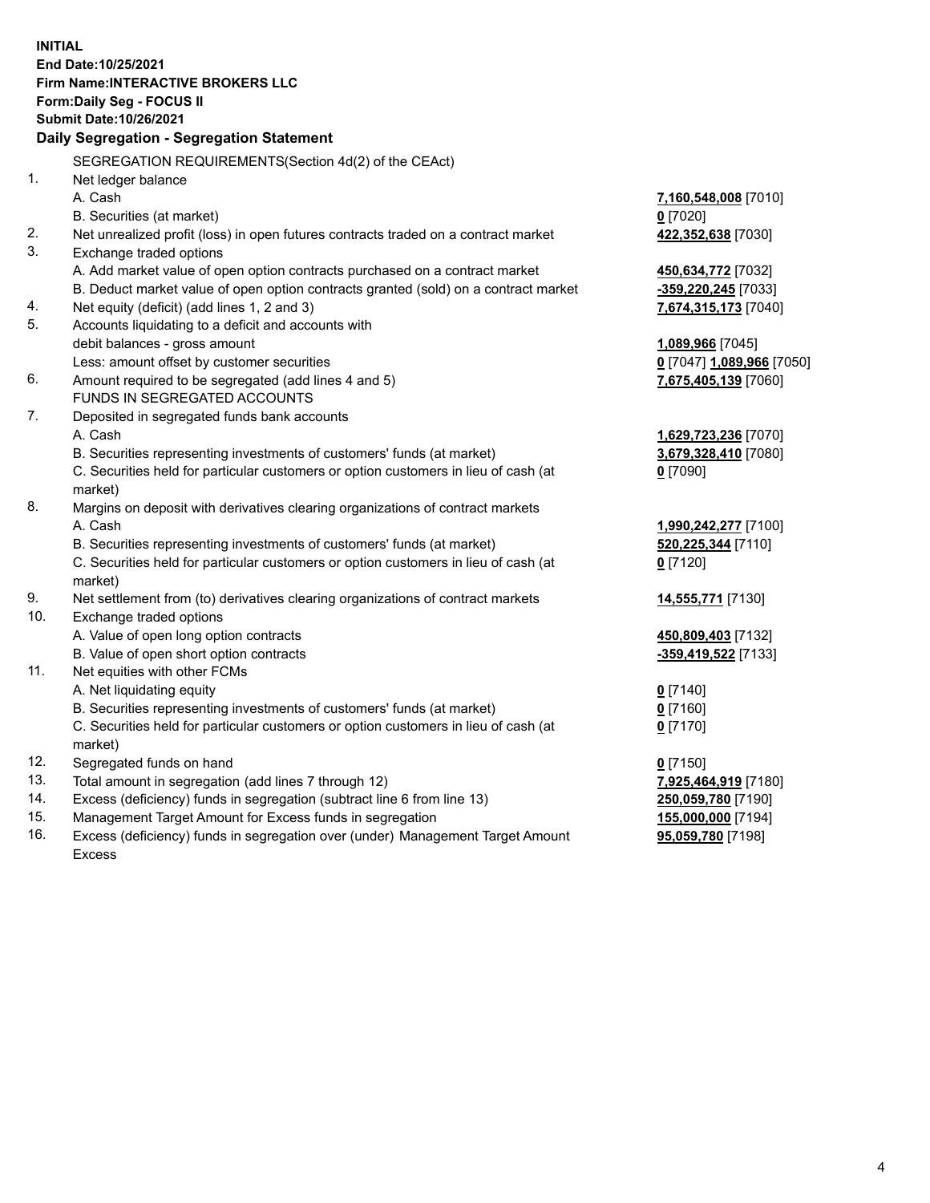**INITIAL**
**End Date:10/25/2021**
**Firm Name:INTERACTIVE BROKERS LLC**
**Form:Daily Seg - FOCUS II**
**Submit Date:10/26/2021**

**Daily Segregation - Segregation Statement**

SEGREGATION REQUIREMENTS(Section 4d(2) of the CEAct)

| | | |
|---|---|---|
| 1. | Net ledger balance | |
| | A. Cash | **7,160,548,008** [7010] |
| | B. Securities (at market) | **0** [7020] |
| 2. | Net unrealized profit (loss) in open futures contracts traded on a contract market | **422,352,638** [7030] |
| 3. | Exchange traded options | |
| | A. Add market value of open option contracts purchased on a contract market | **450,634,772** [7032] |
| | B. Deduct market value of open option contracts granted (sold) on a contract market | **-359,220,245** [7033] |
| 4. | Net equity (deficit) (add lines 1, 2 and 3) | **7,674,315,173** [7040] |
| 5. | Accounts liquidating to a deficit and accounts with | |
| | debit balances - gross amount | **1,089,966** [7045] |
| | Less: amount offset by customer securities | **0** [7047] **1,089,966** [7050] |
| 6. | Amount required to be segregated (add lines 4 and 5) | **7,675,405,139** [7060] |
| | FUNDS IN SEGREGATED ACCOUNTS | |
| 7. | Deposited in segregated funds bank accounts | |
| | A. Cash | **1,629,723,236** [7070] |
| | B. Securities representing investments of customers' funds (at market) | **3,679,328,410** [7080] |
| | C. Securities held for particular customers or option customers in lieu of cash (at market) | **0** [7090] |
| 8. | Margins on deposit with derivatives clearing organizations of contract markets | |
| | A. Cash | **1,990,242,277** [7100] |
| | B. Securities representing investments of customers' funds (at market) | **520,225,344** [7110] |
| | C. Securities held for particular customers or option customers in lieu of cash (at market) | **0** [7120] |
| 9. | Net settlement from (to) derivatives clearing organizations of contract markets | **14,555,771** [7130] |
| 10. | Exchange traded options | |
| | A. Value of open long option contracts | **450,809,403** [7132] |
| | B. Value of open short option contracts | **-359,419,522** [7133] |
| 11. | Net equities with other FCMs | |
| | A. Net liquidating equity | **0** [7140] |
| | B. Securities representing investments of customers' funds (at market) | **0** [7160] |
| | C. Securities held for particular customers or option customers in lieu of cash (at market) | **0** [7170] |
| 12. | Segregated funds on hand | **0** [7150] |
| 13. | Total amount in segregation (add lines 7 through 12) | **7,925,464,919** [7180] |
| 14. | Excess (deficiency) funds in segregation (subtract line 6 from line 13) | **250,059,780** [7190] |
| 15. | Management Target Amount for Excess funds in segregation | **155,000,000** [7194] |
| 16. | Excess (deficiency) funds in segregation over (under) Management Target Amount Excess | **95,059,780** [7198] |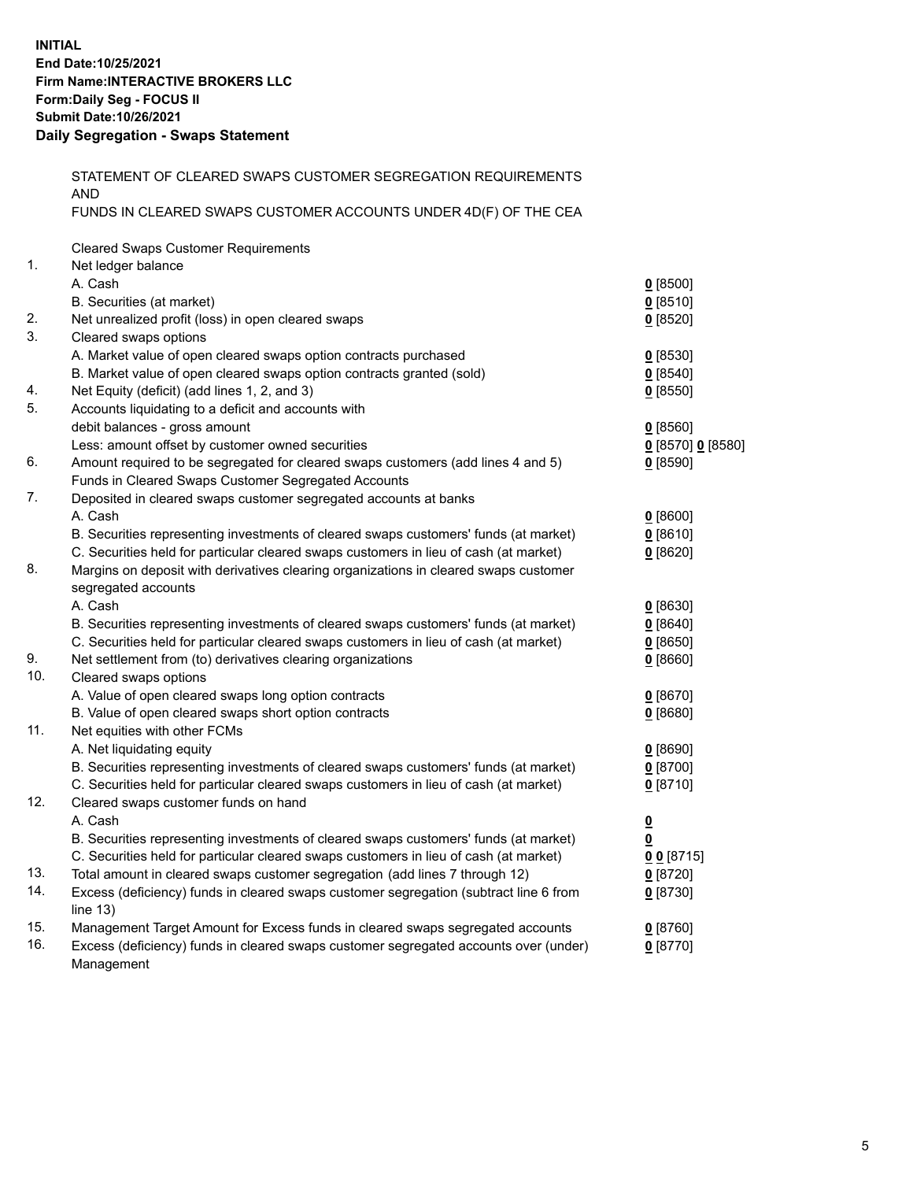**INITIAL**
**End Date:10/25/2021**
**Firm Name:INTERACTIVE BROKERS LLC**
**Form:Daily Seg - FOCUS II**
**Submit Date:10/26/2021**
**Daily Segregation - Swaps Statement**

STATEMENT OF CLEARED SWAPS CUSTOMER SEGREGATION REQUIREMENTS AND FUNDS IN CLEARED SWAPS CUSTOMER ACCOUNTS UNDER 4D(F) OF THE CEA

| | | |
|---|---|---|
| | Cleared Swaps Customer Requirements | |
| 1. | Net ledger balance | |
| | A. Cash | 0 [8500] |
| | B. Securities (at market) | 0 [8510] |
| 2. | Net unrealized profit (loss) in open cleared swaps | 0 [8520] |
| 3. | Cleared swaps options | |
| | A. Market value of open cleared swaps option contracts purchased | 0 [8530] |
| | B. Market value of open cleared swaps option contracts granted (sold) | 0 [8540] |
| 4. | Net Equity (deficit) (add lines 1, 2, and 3) | 0 [8550] |
| 5. | Accounts liquidating to a deficit and accounts with debit balances - gross amount | 0 [8560] |
| | Less: amount offset by customer owned securities | 0 [8570] 0 [8580] |
| 6. | Amount required to be segregated for cleared swaps customers (add lines 4 and 5) | 0 [8590] |
| | Funds in Cleared Swaps Customer Segregated Accounts | |
| 7. | Deposited in cleared swaps customer segregated accounts at banks | |
| | A. Cash | 0 [8600] |
| | B. Securities representing investments of cleared swaps customers' funds (at market) | 0 [8610] |
| | C. Securities held for particular cleared swaps customers in lieu of cash (at market) | 0 [8620] |
| 8. | Margins on deposit with derivatives clearing organizations in cleared swaps customer segregated accounts | |
| | A. Cash | 0 [8630] |
| | B. Securities representing investments of cleared swaps customers' funds (at market) | 0 [8640] |
| | C. Securities held for particular cleared swaps customers in lieu of cash (at market) | 0 [8650] |
| 9. | Net settlement from (to) derivatives clearing organizations | 0 [8660] |
| 10. | Cleared swaps options | |
| | A. Value of open cleared swaps long option contracts | 0 [8670] |
| | B. Value of open cleared swaps short option contracts | 0 [8680] |
| 11. | Net equities with other FCMs | |
| | A. Net liquidating equity | 0 [8690] |
| | B. Securities representing investments of cleared swaps customers' funds (at market) | 0 [8700] |
| | C. Securities held for particular cleared swaps customers in lieu of cash (at market) | 0 [8710] |
| 12. | Cleared swaps customer funds on hand | |
| | A. Cash | 0 |
| | B. Securities representing investments of cleared swaps customers' funds (at market) | 0 |
| | C. Securities held for particular cleared swaps customers in lieu of cash (at market) | 0 0 [8715] |
| 13. | Total amount in cleared swaps customer segregation (add lines 7 through 12) | 0 [8720] |
| 14. | Excess (deficiency) funds in cleared swaps customer segregation (subtract line 6 from line 13) | 0 [8730] |
| 15. | Management Target Amount for Excess funds in cleared swaps segregated accounts | 0 [8760] |
| 16. | Excess (deficiency) funds in cleared swaps customer segregated accounts over (under) Management | 0 [8770] |